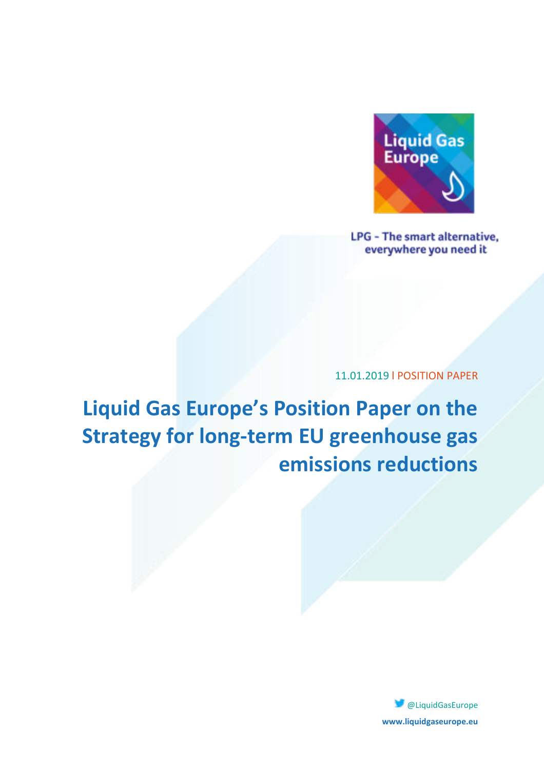Liquid Gas Europe

LPG - The smart alternative, everywhere you need it

11.01.2019 I POSITION PAPER

# Liquid Gas Europe's Position Paper on the Strategy for long-term EU greenhouse gas emissions reductions

@LiquidGasEurope

www.liquidgaseurope.eu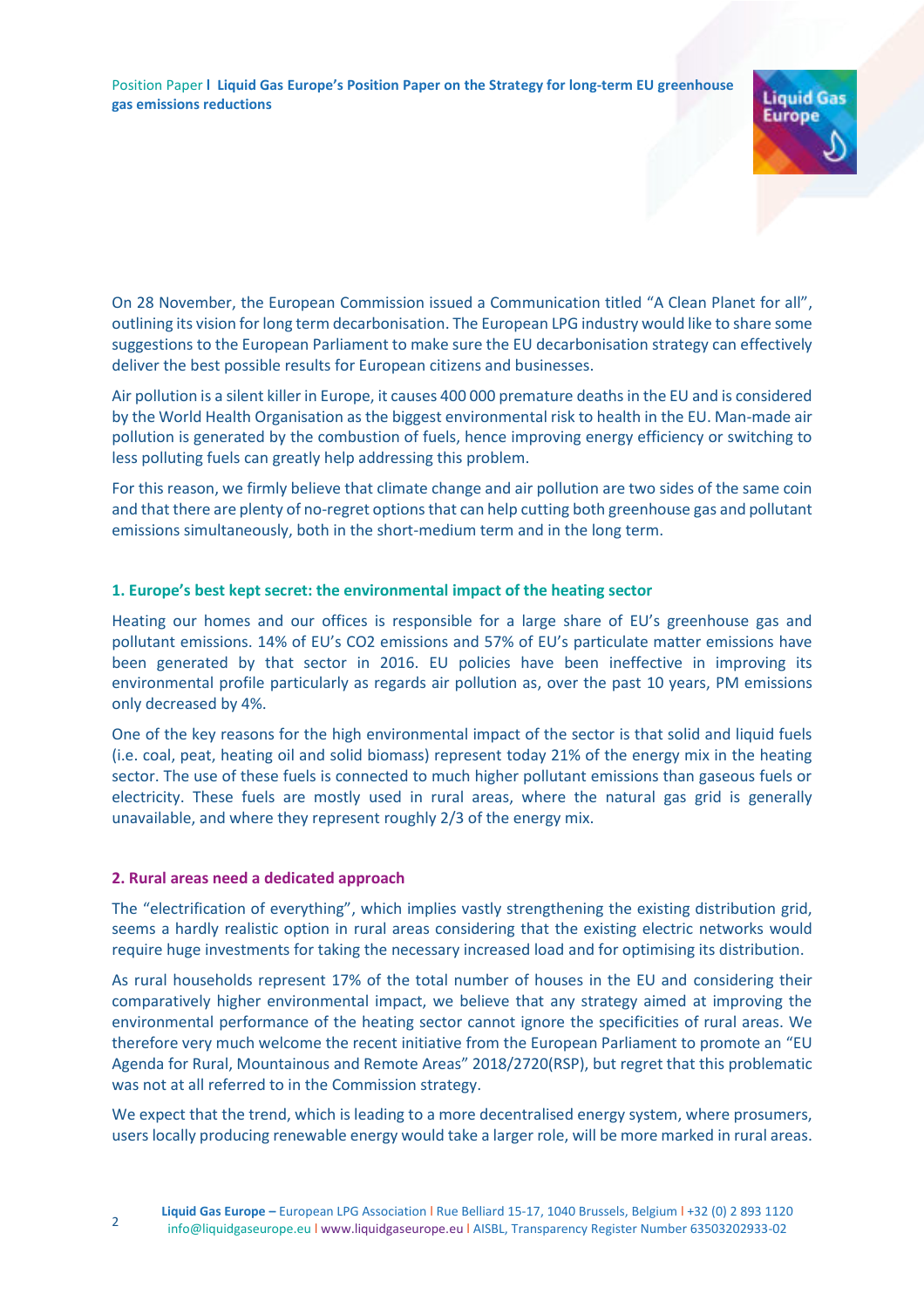On 28 November, the European Commission issued a Communication titled "A Clean Planet for all", outlining its vision for long term decarbonisation. The European LPG industry would like to share some suggestions to the European Parliament to make sure the EU decarbonisation strategy can effectively deliver the best possible results for European citizens and businesses.

Air pollution is a silent killer in Europe, it causes 400 000 premature deaths in the EU and is considered by the World Health Organisation as the biggest environmental risk to health in the EU. Man-made air pollution is generated by the combustion of fuels, hence improving energy efficiency or switching to less polluting fuels can greatly help addressing this problem.

For this reason, we firmly believe that climate change and air pollution are two sides of the same coin and that there are plenty of no-regret options that can help cutting both greenhouse gas and pollutant emissions simultaneously, both in the short-medium term and in the long term.

## 1. Europe's best kept secret: the environmental impact of the heating sector

Heating our homes and our offices is responsible for a large share of EU's greenhouse gas and pollutant emissions. 14% of EU's $CO_2$ emissions and 57% of EU's particulate matter emissions have been generated by that sector in 2016. EU policies have been ineffective in improving its environmental profile particularly as regards air pollution as, over the past 10 years, PM emissions only decreased by 4%.

One of the key reasons for the high environmental impact of the sector is that solid and liquid fuels (i.e. coal, peat, heating oil and solid biomass) represent today 21% of the energy mix in the heating sector. The use of these fuels is connected to much higher pollutant emissions than gaseous fuels or electricity. These fuels are mostly used in rural areas, where the natural gas grid is generally unavailable, and where they represent roughly 2/3 of the energy mix.

## 2. Rural areas need a dedicated approach

The "electrification of everything", which implies vastly strengthening the existing distribution grid, seems a hardly realistic option in rural areas considering that the existing electric networks would require huge investments for taking the necessary increased load and for optimising its distribution.

As rural households represent 17% of the total number of houses in the EU and considering their comparatively higher environmental impact, we believe that any strategy aimed at improving the environmental performance of the heating sector cannot ignore the specificities of rural areas. We therefore very much welcome the recent initiative from the European Parliament to promote an "EU Agenda for Rural, Mountainous and Remote Areas" 2018/2720(RSP), but regret that this problematic was not at all referred to in the Commission strategy.

We expect that the trend, which is leading to a more decentralised energy system, where prosumers, users locally producing renewable energy would take a larger role, will be more marked in rural areas.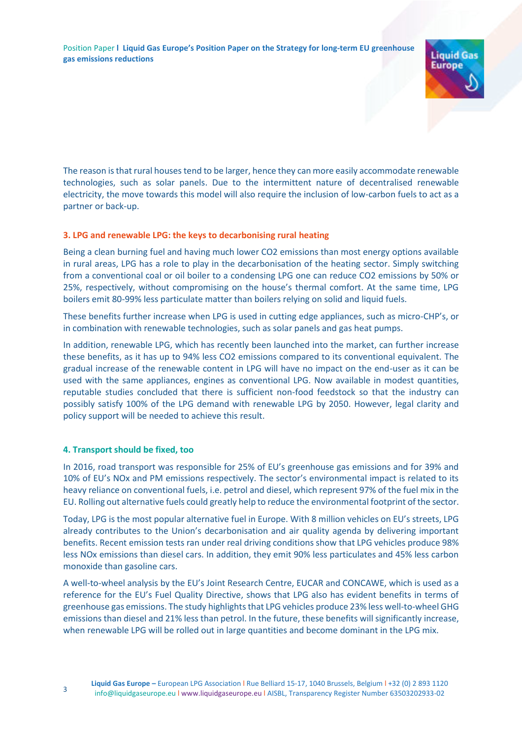The reason is that rural houses tend to be larger, hence they can more easily accommodate renewable technologies, such as solar panels. Due to the intermittent nature of decentralised renewable electricity, the move towards this model will also require the inclusion of low-carbon fuels to act as a partner or back-up.

### 3. LPG and renewable LPG: the keys to decarbonising rural heating

Being a clean burning fuel and having much lower CO2 emissions than most energy options available in rural areas, LPG has a role to play in the decarbonisation of the heating sector. Simply switching from a conventional coal or oil boiler to a condensing LPG one can reduce CO2 emissions by 50% or 25%, respectively, without compromising on the house's thermal comfort. At the same time, LPG boilers emit 80-99% less particulate matter than boilers relying on solid and liquid fuels.

These benefits further increase when LPG is used in cutting edge appliances, such as micro-CHP's, or in combination with renewable technologies, such as solar panels and gas heat pumps.

In addition, renewable LPG, which has recently been launched into the market, can further increase these benefits, as it has up to 94% less CO2 emissions compared to its conventional equivalent. The gradual increase of the renewable content in LPG will have no impact on the end-user as it can be used with the same appliances, engines as conventional LPG. Now available in modest quantities, reputable studies concluded that there is sufficient non-food feedstock so that the industry can possibly satisfy 100% of the LPG demand with renewable LPG by 2050. However, legal clarity and policy support will be needed to achieve this result.

### 4. Transport should be fixed, too

In 2016, road transport was responsible for 25% of EU's greenhouse gas emissions and for 39% and 10% of EU's NOx and PM emissions respectively. The sector's environmental impact is related to its heavy reliance on conventional fuels, i.e. petrol and diesel, which represent 97% of the fuel mix in the EU. Rolling out alternative fuels could greatly help to reduce the environmental footprint of the sector.

Today, LPG is the most popular alternative fuel in Europe. With 8 million vehicles on EU's streets, LPG already contributes to the Union's decarbonisation and air quality agenda by delivering important benefits. Recent emission tests ran under real driving conditions show that LPG vehicles produce 98% less NOx emissions than diesel cars. In addition, they emit 90% less particulates and 45% less carbon monoxide than gasoline cars.

A well-to-wheel analysis by the EU's Joint Research Centre, EUCAR and CONCAWE, which is used as a reference for the EU's Fuel Quality Directive, shows that LPG also has evident benefits in terms of greenhouse gas emissions. The study highlights that LPG vehicles produce 23% less well-to-wheel GHG emissions than diesel and 21% less than petrol. In the future, these benefits will significantly increase, when renewable LPG will be rolled out in large quantities and become dominant in the LPG mix.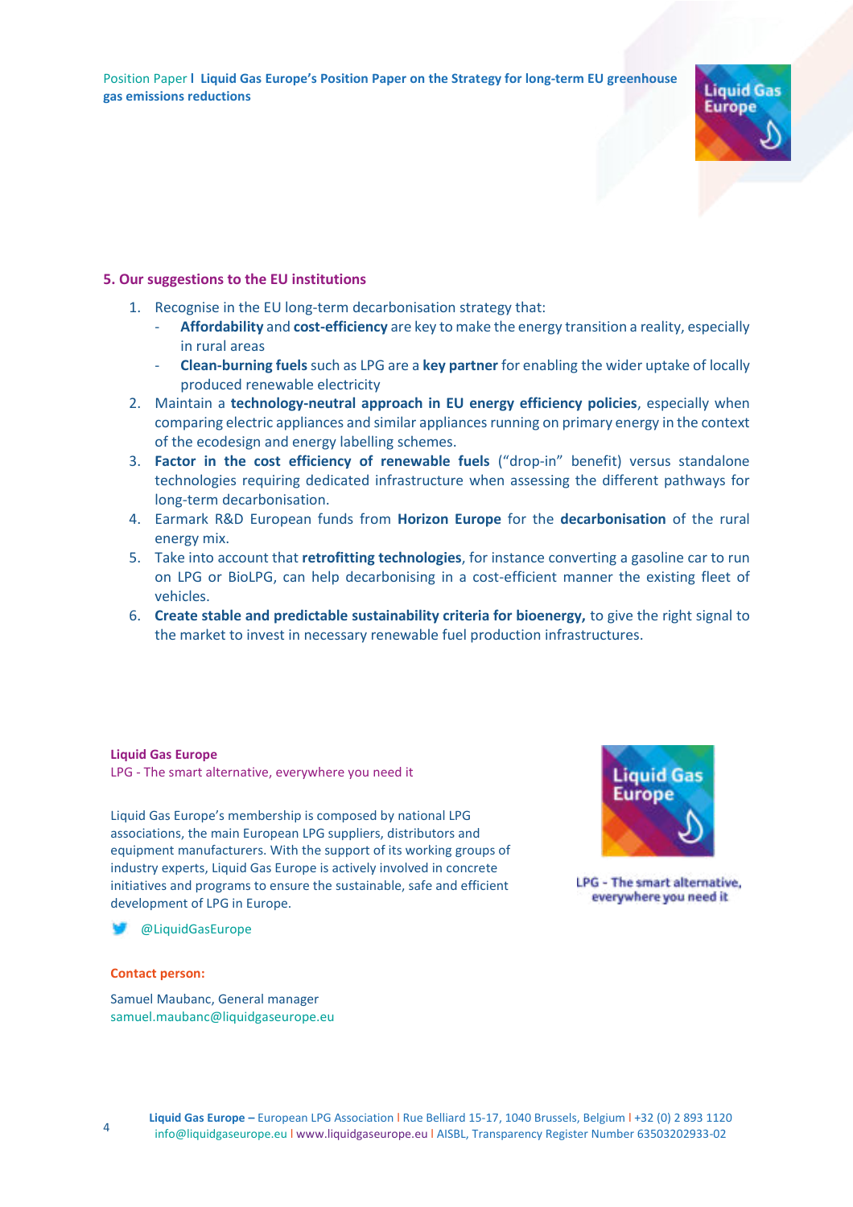## 5. Our suggestions to the EU institutions

1. Recognise in the EU long-term decarbonisation strategy that:
   - **Affordability** and **cost-efficiency** are key to make the energy transition a reality, especially in rural areas
   - **Clean-burning fuels** such as LPG are a **key partner** for enabling the wider uptake of locally produced renewable electricity
2. Maintain a **technology-neutral approach in EU energy efficiency policies**, especially when comparing electric appliances and similar appliances running on primary energy in the context of the ecodesign and energy labelling schemes.
3. **Factor in the cost efficiency of renewable fuels** ("drop-in" benefit) versus standalone technologies requiring dedicated infrastructure when assessing the different pathways for long-term decarbonisation.
4. Earmark R&D European funds from **Horizon Europe** for the **decarbonisation** of the rural energy mix.
5. Take into account that **retrofitting technologies**, for instance converting a gasoline car to run on LPG or BioLPG, can help decarbonising in a cost-efficient manner the existing fleet of vehicles.
6. **Create stable and predictable sustainability criteria for bioenergy,** to give the right signal to the market to invest in necessary renewable fuel production infrastructures.

**Liquid Gas Europe**

LPG - The smart alternative, everywhere you need it

Liquid Gas Europe's membership is composed by national LPG associations, the main European LPG suppliers, distributors and equipment manufacturers. With the support of its working groups of industry experts, Liquid Gas Europe is actively involved in concrete initiatives and programs to ensure the sustainable, safe and efficient development of LPG in Europe.

@LiquidGasEurope

LPG - The smart alternative, everywhere you need it

**Contact person:**

Samuel Maubanc, General manager
samuel.maubanc@liquidgaseurope.eu

**Liquid Gas Europe –** European LPG Association I Rue Belliard 15-17, 1040 Brussels, Belgium I +32 (0) 2 893 1120
info@liquidgaseurope.eu I www.liquidgaseurope.eu I AISBL, Transparency Register Number 63503202933-02